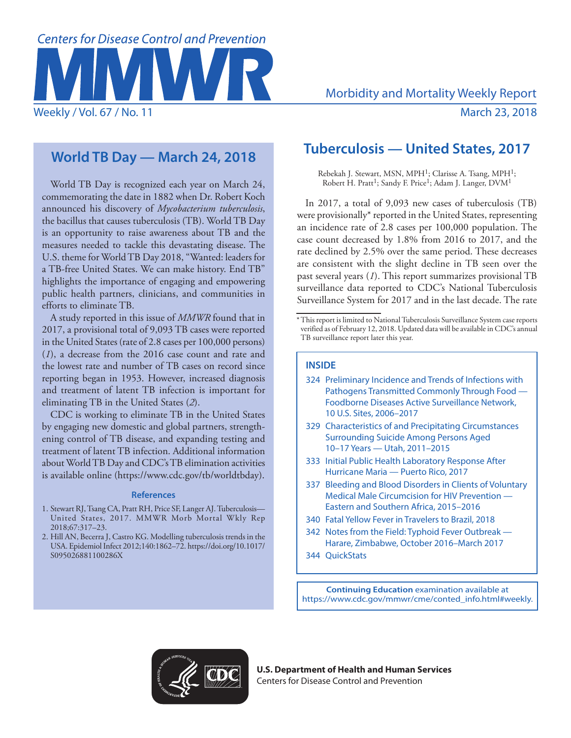# World TB Day — March 24, 2018

World TB Day is recognized each year on March 24, commemorating the date in 1882 when Dr. Robert Koch announced his discovery of *Mycobacterium tuberculosis*, the bacillus that causes tuberculosis (TB). World TB Day is an opportunity to raise awareness about TB and the measures needed to tackle this devastating disease. The U.S. theme for World TB Day 2018, "Wanted: leaders for a TB-free United States. We can make history. End TB" highlights the importance of engaging and empowering public health partners, clinicians, and communities in efforts to eliminate TB.

A study reported in this issue of *MMWR* found that in 2017, a provisional total of 9,093 TB cases were reported in the United States (rate of 2.8 cases per 100,000 persons) (*1*), a decrease from the 2016 case count and rate and the lowest rate and number of TB cases on record since reporting began in 1953. However, increased diagnosis and treatment of latent TB infection is important for eliminating TB in the United States (*2*).

CDC is working to eliminate TB in the United States by engaging new domestic and global partners, strengthening control of TB disease, and expanding testing and treatment of latent TB infection. Additional information about World TB Day and CDC's TB elimination activities is available online (https://www.cdc.gov/tb/worldtbday).

### References

1. Stewart RJ, Tsang CA, Pratt RH, Price SF, Langer AJ. Tuberculosis—United States, 2017. MMWR Morb Mortal Wkly Rep 2018;67:317–23.
2. Hill AN, Becerra J, Castro KG. Modelling tuberculosis trends in the USA. Epidemiol Infect 2012;140:1862–72. https://doi.org/10.1017/S095026881100286X

# Tuberculosis — United States, 2017

Rebekah J. Stewart, MSN, MPH[1]; Clarisse A. Tsang, MPH[1]; Robert H. Pratt[1]; Sandy F. Price[1]; Adam J. Langer, DVM[1]

In 2017, a total of 9,093 new cases of tuberculosis (TB) were provisionally* reported in the United States, representing an incidence rate of 2.8 cases per 100,000 population. The case count decreased by 1.8% from 2016 to 2017, and the rate declined by 2.5% over the same period. These decreases are consistent with the slight decline in TB seen over the past several years (*1*). This report summarizes provisional TB surveillance data reported to CDC's National Tuberculosis Surveillance System for 2017 and in the last decade. The rate

\* This report is limited to National Tuberculosis Surveillance System case reports verified as of February 12, 2018. Updated data will be available in CDC's annual TB surveillance report later this year.

**INSIDE**

- 324 Preliminary Incidence and Trends of Infections with Pathogens Transmitted Commonly Through Food — Foodborne Diseases Active Surveillance Network, 10 U.S. Sites, 2006–2017
- 329 Characteristics of and Precipitating Circumstances Surrounding Suicide Among Persons Aged 10–17 Years — Utah, 2011–2015
- 333 Initial Public Health Laboratory Response After Hurricane Maria — Puerto Rico, 2017
- 337 Bleeding and Blood Disorders in Clients of Voluntary Medical Male Circumcision for HIV Prevention — Eastern and Southern Africa, 2015–2016
- 340 Fatal Yellow Fever in Travelers to Brazil, 2018
- 342 Notes from the Field: Typhoid Fever Outbreak — Harare, Zimbabwe, October 2016–March 2017
- 344 QuickStats

**Continuing Education** examination available at https://www.cdc.gov/mmwr/cme/conted_info.html#weekly.

**U.S. Department of Health and Human Services**
Centers for Disease Control and Prevention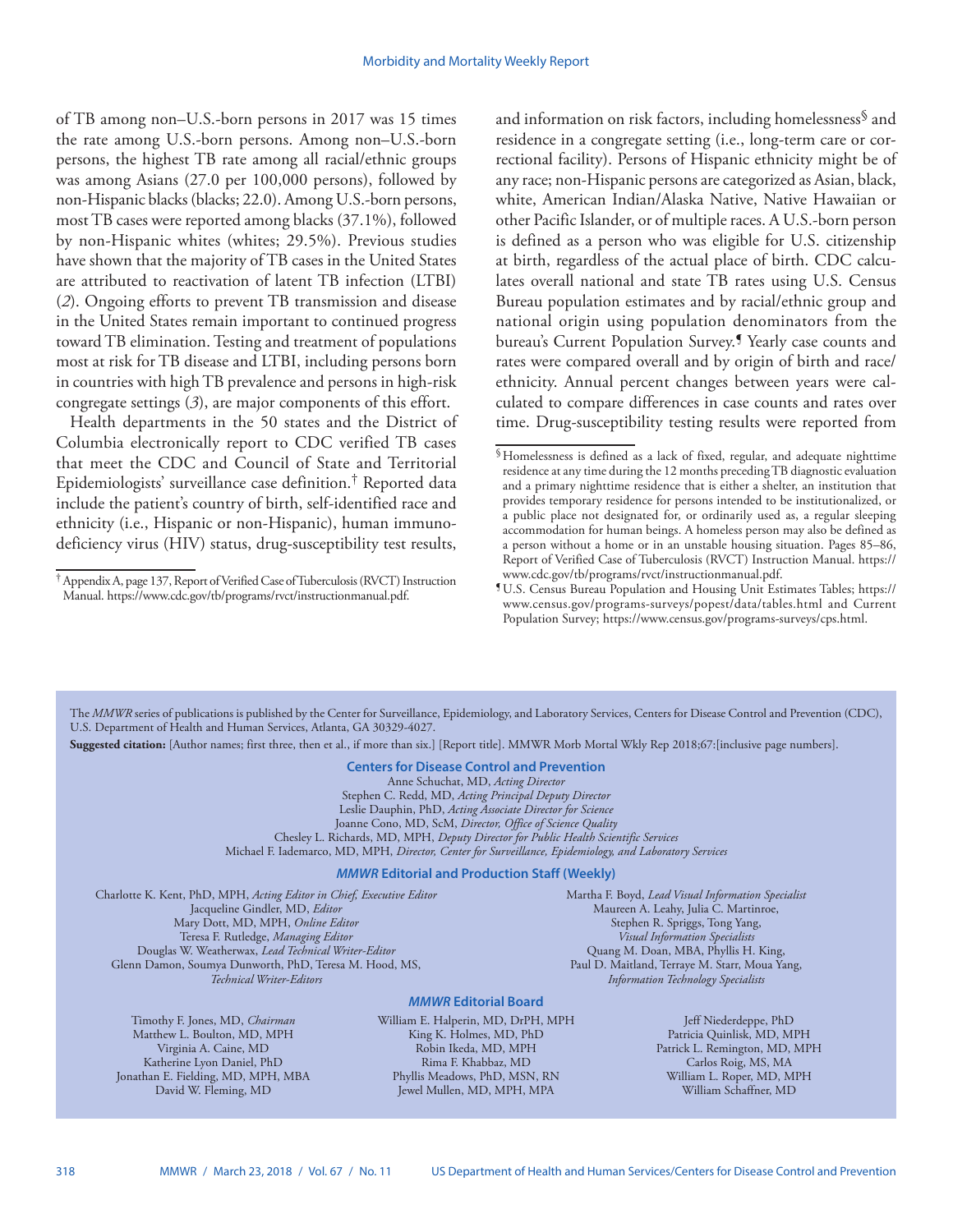of TB among non–U.S.-born persons in 2017 was 15 times the rate among U.S.-born persons. Among non–U.S.-born persons, the highest TB rate among all racial/ethnic groups was among Asians (27.0 per 100,000 persons), followed by non-Hispanic blacks (blacks; 22.0). Among U.S.-born persons, most TB cases were reported among blacks (37.1%), followed by non-Hispanic whites (whites; 29.5%). Previous studies have shown that the majority of TB cases in the United States are attributed to reactivation of latent TB infection (LTBI) (*2*). Ongoing efforts to prevent TB transmission and disease in the United States remain important to continued progress toward TB elimination. Testing and treatment of populations most at risk for TB disease and LTBI, including persons born in countries with high TB prevalence and persons in high-risk congregate settings (*3*), are major components of this effort.

Health departments in the 50 states and the District of Columbia electronically report to CDC verified TB cases that meet the CDC and Council of State and Territorial Epidemiologists' surveillance case definition.[†] Reported data include the patient's country of birth, self-identified race and ethnicity (i.e., Hispanic or non-Hispanic), human immunodeficiency virus (HIV) status, drug-susceptibility test results, and information on risk factors, including homelessness[§] and residence in a congregate setting (i.e., long-term care or correctional facility). Persons of Hispanic ethnicity might be of any race; non-Hispanic persons are categorized as Asian, black, white, American Indian/Alaska Native, Native Hawaiian or other Pacific Islander, or of multiple races. A U.S.-born person is defined as a person who was eligible for U.S. citizenship at birth, regardless of the actual place of birth. CDC calculates overall national and state TB rates using U.S. Census Bureau population estimates and by racial/ethnic group and national origin using population denominators from the bureau's Current Population Survey.[¶] Yearly case counts and rates were compared overall and by origin of birth and race/ethnicity. Annual percent changes between years were calculated to compare differences in case counts and rates over time. Drug-susceptibility testing results were reported from

[†] Appendix A, page 137, Report of Verified Case of Tuberculosis (RVCT) Instruction Manual. https://www.cdc.gov/tb/programs/rvct/instructionmanual.pdf.

[§] Homelessness is defined as a lack of fixed, regular, and adequate nighttime residence at any time during the 12 months preceding TB diagnostic evaluation and a primary nighttime residence that is either a shelter, an institution that provides temporary residence for persons intended to be institutionalized, or a public place not designated for, or ordinarily used as, a regular sleeping accommodation for human beings. A homeless person may also be defined as a person without a home or in an unstable housing situation. Pages 85–86, Report of Verified Case of Tuberculosis (RVCT) Instruction Manual. https://www.cdc.gov/tb/programs/rvct/instructionmanual.pdf.

[¶] U.S. Census Bureau Population and Housing Unit Estimates Tables; https://www.census.gov/programs-surveys/popest/data/tables.html and Current Population Survey; https://www.census.gov/programs-surveys/cps.html.

The *MMWR* series of publications is published by the Center for Surveillance, Epidemiology, and Laboratory Services, Centers for Disease Control and Prevention (CDC), U.S. Department of Health and Human Services, Atlanta, GA 30329-4027.

**Suggested citation:** [Author names; first three, then et al., if more than six.] [Report title]. MMWR Morb Mortal Wkly Rep 2018;67:[inclusive page numbers].

**Centers for Disease Control and Prevention**

Anne Schuchat, MD, *Acting Director*
Stephen C. Redd, MD, *Acting Principal Deputy Director*
Leslie Dauphin, PhD, *Acting Associate Director for Science*
Joanne Cono, MD, ScM, *Director, Office of Science Quality*
Chesley L. Richards, MD, MPH, *Deputy Director for Public Health Scientific Services*
Michael F. Iademarco, MD, MPH, *Director, Center for Surveillance, Epidemiology, and Laboratory Services*

***MMWR* Editorial and Production Staff (Weekly)**

Charlotte K. Kent, PhD, MPH, *Acting Editor in Chief, Executive Editor*
Jacqueline Gindler, MD, *Editor*
Mary Dott, MD, MPH, *Online Editor*
Teresa F. Rutledge, *Managing Editor*
Douglas W. Weatherwax, *Lead Technical Writer-Editor*
Glenn Damon, Soumya Dunworth, PhD, Teresa M. Hood, MS, *Technical Writer-Editors*

Martha F. Boyd, *Lead Visual Information Specialist*
Maureen A. Leahy, Julia C. Martinroe, Stephen R. Spriggs, Tong Yang, *Visual Information Specialists*
Quang M. Doan, MBA, Phyllis H. King, Paul D. Maitland, Terraye M. Starr, Moua Yang, *Information Technology Specialists*

***MMWR* Editorial Board**

Timothy F. Jones, MD, *Chairman*
Matthew L. Boulton, MD, MPH
Virginia A. Caine, MD
Katherine Lyon Daniel, PhD
Jonathan E. Fielding, MD, MPH, MBA
David W. Fleming, MD
William E. Halperin, MD, DrPH, MPH
King K. Holmes, MD, PhD
Robin Ikeda, MD, MPH
Rima F. Khabbaz, MD
Phyllis Meadows, PhD, MSN, RN
Jewel Mullen, MD, MPH, MPA
Jeff Niederdeppe, PhD
Patricia Quinlisk, MD, MPH
Patrick L. Remington, MD, MPH
Carlos Roig, MS, MA
William L. Roper, MD, MPH
William Schaffner, MD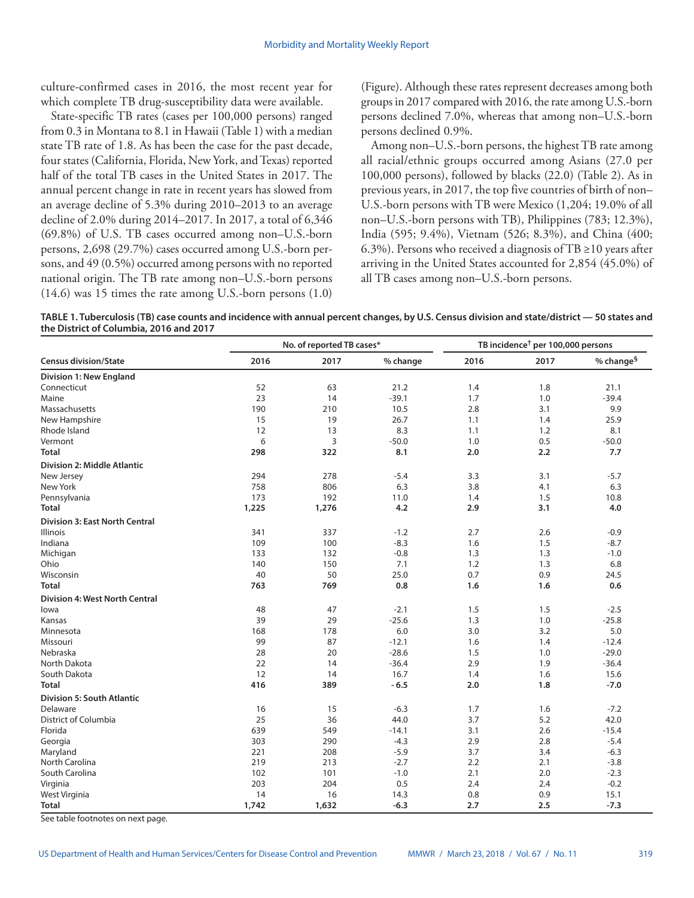culture-confirmed cases in 2016, the most recent year for which complete TB drug-susceptibility data were available.

State-specific TB rates (cases per 100,000 persons) ranged from 0.3 in Montana to 8.1 in Hawaii (Table 1) with a median state TB rate of 1.8. As has been the case for the past decade, four states (California, Florida, New York, and Texas) reported half of the total TB cases in the United States in 2017. The annual percent change in rate in recent years has slowed from an average decline of 5.3% during 2010–2013 to an average decline of 2.0% during 2014–2017. In 2017, a total of 6,346 (69.8%) of U.S. TB cases occurred among non–U.S.-born persons, 2,698 (29.7%) cases occurred among U.S.-born persons, and 49 (0.5%) occurred among persons with no reported national origin. The TB rate among non–U.S.-born persons (14.6) was 15 times the rate among U.S.-born persons (1.0) (Figure). Although these rates represent decreases among both groups in 2017 compared with 2016, the rate among U.S.-born persons declined 7.0%, whereas that among non–U.S.-born persons declined 0.9%.

Among non–U.S.-born persons, the highest TB rate among all racial/ethnic groups occurred among Asians (27.0 per 100,000 persons), followed by blacks (22.0) (Table 2). As in previous years, in 2017, the top five countries of birth of non–U.S.-born persons with TB were Mexico (1,204; 19.0% of all non–U.S.-born persons with TB), Philippines (783; 12.3%), India (595; 9.4%), Vietnam (526; 8.3%), and China (400; 6.3%). Persons who received a diagnosis of TB ≥10 years after arriving in the United States accounted for 2,854 (45.0%) of all TB cases among non–U.S.-born persons.

**TABLE 1. Tuberculosis (TB) case counts and incidence with annual percent changes, by U.S. Census division and state/district — 50 states and the District of Columbia, 2016 and 2017**

| Census division/State | No. of reported TB cases* | | | TB incidence† per 100,000 persons | | |
|---|---|---|---|---|---|---|
| | 2016 | 2017 | % change | 2016 | 2017 | % change§ |
| **Division 1: New England** | | | | | | |
| Connecticut | 52 | 63 | 21.2 | 1.4 | 1.8 | 21.1 |
| Maine | 23 | 14 | -39.1 | 1.7 | 1.0 | -39.4 |
| Massachusetts | 190 | 210 | 10.5 | 2.8 | 3.1 | 9.9 |
| New Hampshire | 15 | 19 | 26.7 | 1.1 | 1.4 | 25.9 |
| Rhode Island | 12 | 13 | 8.3 | 1.1 | 1.2 | 8.1 |
| Vermont | 6 | 3 | -50.0 | 1.0 | 0.5 | -50.0 |
| **Total** | **298** | **322** | **8.1** | **2.0** | **2.2** | **7.7** |
| **Division 2: Middle Atlantic** | | | | | | |
| New Jersey | 294 | 278 | -5.4 | 3.3 | 3.1 | -5.7 |
| New York | 758 | 806 | 6.3 | 3.8 | 4.1 | 6.3 |
| Pennsylvania | 173 | 192 | 11.0 | 1.4 | 1.5 | 10.8 |
| **Total** | **1,225** | **1,276** | **4.2** | **2.9** | **3.1** | **4.0** |
| **Division 3: East North Central** | | | | | | |
| Illinois | 341 | 337 | -1.2 | 2.7 | 2.6 | -0.9 |
| Indiana | 109 | 100 | -8.3 | 1.6 | 1.5 | -8.7 |
| Michigan | 133 | 132 | -0.8 | 1.3 | 1.3 | -1.0 |
| Ohio | 140 | 150 | 7.1 | 1.2 | 1.3 | 6.8 |
| Wisconsin | 40 | 50 | 25.0 | 0.7 | 0.9 | 24.5 |
| **Total** | **763** | **769** | **0.8** | **1.6** | **1.6** | **0.6** |
| **Division 4: West North Central** | | | | | | |
| Iowa | 48 | 47 | -2.1 | 1.5 | 1.5 | -2.5 |
| Kansas | 39 | 29 | -25.6 | 1.3 | 1.0 | -25.8 |
| Minnesota | 168 | 178 | 6.0 | 3.0 | 3.2 | 5.0 |
| Missouri | 99 | 87 | -12.1 | 1.6 | 1.4 | -12.4 |
| Nebraska | 28 | 20 | -28.6 | 1.5 | 1.0 | -29.0 |
| North Dakota | 22 | 14 | -36.4 | 2.9 | 1.9 | -36.4 |
| South Dakota | 12 | 14 | 16.7 | 1.4 | 1.6 | 15.6 |
| **Total** | **416** | **389** | **-6.5** | **2.0** | **1.8** | **-7.0** |
| **Division 5: South Atlantic** | | | | | | |
| Delaware | 16 | 15 | -6.3 | 1.7 | 1.6 | -7.2 |
| District of Columbia | 25 | 36 | 44.0 | 3.7 | 5.2 | 42.0 |
| Florida | 639 | 549 | -14.1 | 3.1 | 2.6 | -15.4 |
| Georgia | 303 | 290 | -4.3 | 2.9 | 2.8 | -5.4 |
| Maryland | 221 | 208 | -5.9 | 3.7 | 3.4 | -6.3 |
| North Carolina | 219 | 213 | -2.7 | 2.2 | 2.1 | -3.8 |
| South Carolina | 102 | 101 | -1.0 | 2.1 | 2.0 | -2.3 |
| Virginia | 203 | 204 | 0.5 | 2.4 | 2.4 | -0.2 |
| West Virginia | 14 | 16 | 14.3 | 0.8 | 0.9 | 15.1 |
| **Total** | **1,742** | **1,632** | **-6.3** | **2.7** | **2.5** | **-7.3** |

See table footnotes on next page.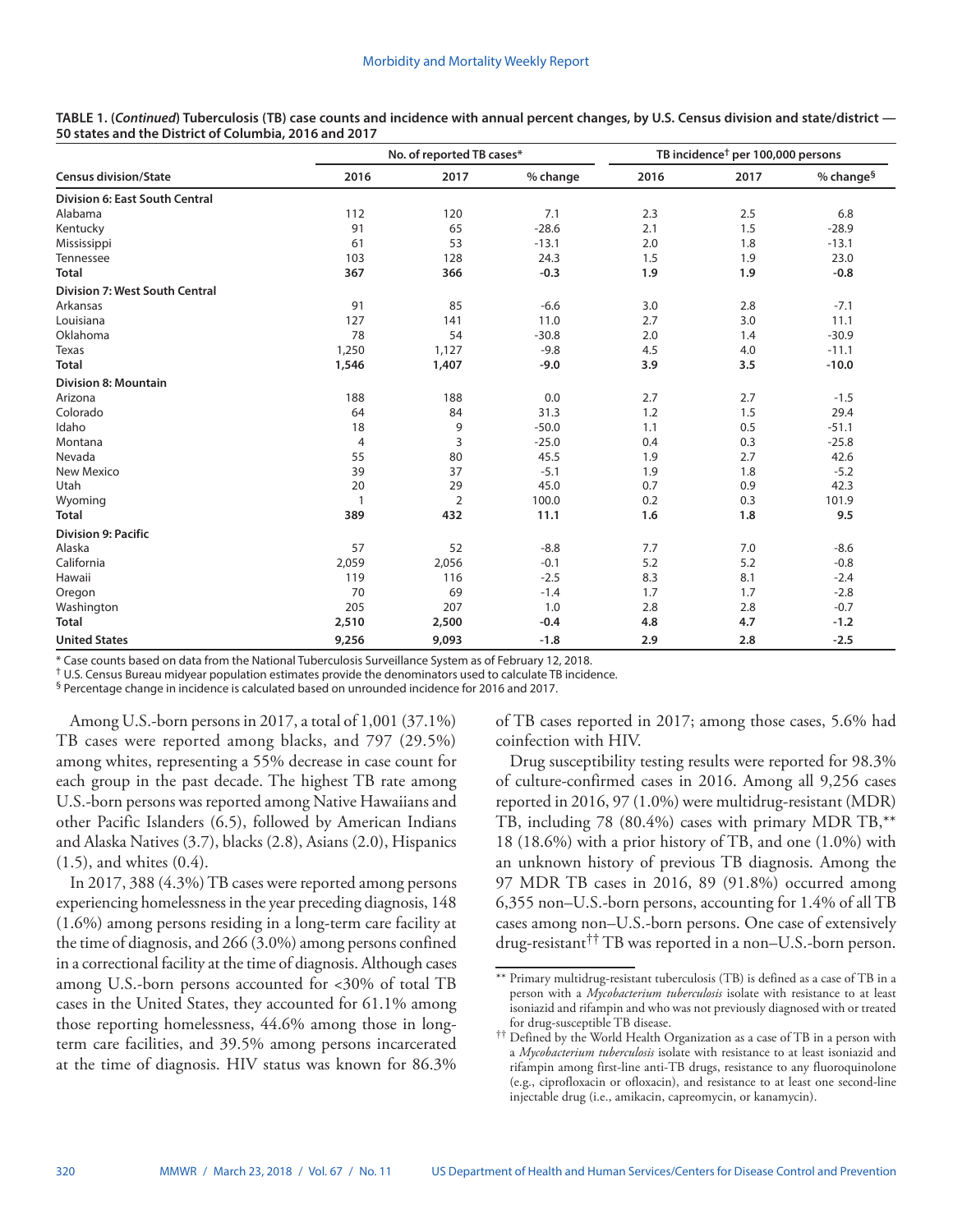**TABLE 1. (*Continued*) Tuberculosis (TB) case counts and incidence with annual percent changes, by U.S. Census division and state/district — 50 states and the District of Columbia, 2016 and 2017**

| Census division/State | No. of reported TB cases* | | | TB incidence† per 100,000 persons | | |
|---|---|---|---|---|---|---|
| | 2016 | 2017 | % change | 2016 | 2017 | % change§ |
| **Division 6: East South Central** | | | | | | |
| Alabama | 112 | 120 | 7.1 | 2.3 | 2.5 | 6.8 |
| Kentucky | 91 | 65 | -28.6 | 2.1 | 1.5 | -28.9 |
| Mississippi | 61 | 53 | -13.1 | 2.0 | 1.8 | -13.1 |
| Tennessee | 103 | 128 | 24.3 | 1.5 | 1.9 | 23.0 |
| **Total** | **367** | **366** | **-0.3** | **1.9** | **1.9** | **-0.8** |
| **Division 7: West South Central** | | | | | | |
| Arkansas | 91 | 85 | -6.6 | 3.0 | 2.8 | -7.1 |
| Louisiana | 127 | 141 | 11.0 | 2.7 | 3.0 | 11.1 |
| Oklahoma | 78 | 54 | -30.8 | 2.0 | 1.4 | -30.9 |
| Texas | 1,250 | 1,127 | -9.8 | 4.5 | 4.0 | -11.1 |
| **Total** | **1,546** | **1,407** | **-9.0** | **3.9** | **3.5** | **-10.0** |
| **Division 8: Mountain** | | | | | | |
| Arizona | 188 | 188 | 0.0 | 2.7 | 2.7 | -1.5 |
| Colorado | 64 | 84 | 31.3 | 1.2 | 1.5 | 29.4 |
| Idaho | 18 | 9 | -50.0 | 1.1 | 0.5 | -51.1 |
| Montana | 4 | 3 | -25.0 | 0.4 | 0.3 | -25.8 |
| Nevada | 55 | 80 | 45.5 | 1.9 | 2.7 | 42.6 |
| New Mexico | 39 | 37 | -5.1 | 1.9 | 1.8 | -5.2 |
| Utah | 20 | 29 | 45.0 | 0.7 | 0.9 | 42.3 |
| Wyoming | 1 | 2 | 100.0 | 0.2 | 0.3 | 101.9 |
| **Total** | **389** | **432** | **11.1** | **1.6** | **1.8** | **9.5** |
| **Division 9: Pacific** | | | | | | |
| Alaska | 57 | 52 | -8.8 | 7.7 | 7.0 | -8.6 |
| California | 2,059 | 2,056 | -0.1 | 5.2 | 5.2 | -0.8 |
| Hawaii | 119 | 116 | -2.5 | 8.3 | 8.1 | -2.4 |
| Oregon | 70 | 69 | -1.4 | 1.7 | 1.7 | -2.8 |
| Washington | 205 | 207 | 1.0 | 2.8 | 2.8 | -0.7 |
| **Total** | **2,510** | **2,500** | **-0.4** | **4.8** | **4.7** | **-1.2** |
| **United States** | **9,256** | **9,093** | **-1.8** | **2.9** | **2.8** | **-2.5** |

\* Case counts based on data from the National Tuberculosis Surveillance System as of February 12, 2018.
† U.S. Census Bureau midyear population estimates provide the denominators used to calculate TB incidence.
§ Percentage change in incidence is calculated based on unrounded incidence for 2016 and 2017.

Among U.S.-born persons in 2017, a total of 1,001 (37.1%) TB cases were reported among blacks, and 797 (29.5%) among whites, representing a 55% decrease in case count for each group in the past decade. The highest TB rate among U.S.-born persons was reported among Native Hawaiians and other Pacific Islanders (6.5), followed by American Indians and Alaska Natives (3.7), blacks (2.8), Asians (2.0), Hispanics (1.5), and whites (0.4).

In 2017, 388 (4.3%) TB cases were reported among persons experiencing homelessness in the year preceding diagnosis, 148 (1.6%) among persons residing in a long-term care facility at the time of diagnosis, and 266 (3.0%) among persons confined in a correctional facility at the time of diagnosis. Although cases among U.S.-born persons accounted for <30% of total TB cases in the United States, they accounted for 61.1% among those reporting homelessness, 44.6% among those in long-term care facilities, and 39.5% among persons incarcerated at the time of diagnosis. HIV status was known for 86.3% of TB cases reported in 2017; among those cases, 5.6% had coinfection with HIV.

Drug susceptibility testing results were reported for 98.3% of culture-confirmed cases in 2016. Among all 9,256 cases reported in 2016, 97 (1.0%) were multidrug-resistant (MDR) TB, including 78 (80.4%) cases with primary MDR TB,** 18 (18.6%) with a prior history of TB, and one (1.0%) with an unknown history of previous TB diagnosis. Among the 97 MDR TB cases in 2016, 89 (91.8%) occurred among 6,355 non–U.S.-born persons, accounting for 1.4% of all TB cases among non–U.S.-born persons. One case of extensively drug-resistant†† TB was reported in a non–U.S.-born person.

** Primary multidrug-resistant tuberculosis (TB) is defined as a case of TB in a person with a *Mycobacterium tuberculosis* isolate with resistance to at least isoniazid and rifampin and who was not previously diagnosed with or treated for drug-susceptible TB disease.

†† Defined by the World Health Organization as a case of TB in a person with a *Mycobacterium tuberculosis* isolate with resistance to at least isoniazid and rifampin among first-line anti-TB drugs, resistance to any fluoroquinolone (e.g., ciprofloxacin or ofloxacin), and resistance to at least one second-line injectable drug (i.e., amikacin, capreomycin, or kanamycin).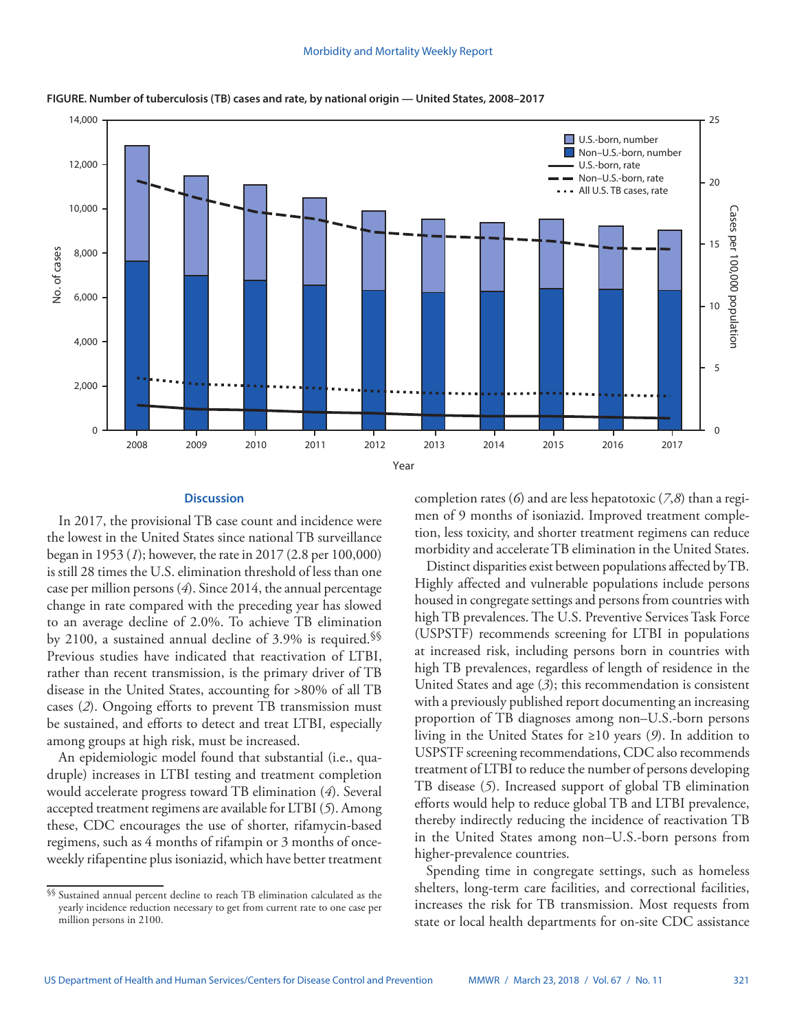**FIGURE. Number of tuberculosis (TB) cases and rate, by national origin — United States, 2008–2017**

## Discussion

In 2017, the provisional TB case count and incidence were the lowest in the United States since national TB surveillance began in 1953 (*1*); however, the rate in 2017 (2.8 per 100,000) is still 28 times the U.S. elimination threshold of less than one case per million persons (*4*). Since 2014, the annual percentage change in rate compared with the preceding year has slowed to an average decline of 2.0%. To achieve TB elimination by 2100, a sustained annual decline of 3.9% is required.[§§] Previous studies have indicated that reactivation of LTBI, rather than recent transmission, is the primary driver of TB disease in the United States, accounting for >80% of all TB cases (*2*). Ongoing efforts to prevent TB transmission must be sustained, and efforts to detect and treat LTBI, especially among groups at high risk, must be increased.

An epidemiologic model found that substantial (i.e., quadruple) increases in LTBI testing and treatment completion would accelerate progress toward TB elimination (*4*). Several accepted treatment regimens are available for LTBI (*5*). Among these, CDC encourages the use of shorter, rifamycin-based regimens, such as 4 months of rifampin or 3 months of once-weekly rifapentine plus isoniazid, which have better treatment completion rates (*6*) and are less hepatotoxic (*7*,*8*) than a regimen of 9 months of isoniazid. Improved treatment completion, less toxicity, and shorter treatment regimens can reduce morbidity and accelerate TB elimination in the United States.

Distinct disparities exist between populations affected by TB. Highly affected and vulnerable populations include persons housed in congregate settings and persons from countries with high TB prevalences. The U.S. Preventive Services Task Force (USPSTF) recommends screening for LTBI in populations at increased risk, including persons born in countries with high TB prevalences, regardless of length of residence in the United States and age (*3*); this recommendation is consistent with a previously published report documenting an increasing proportion of TB diagnoses among non–U.S.-born persons living in the United States for ≥10 years (*9*). In addition to USPSTF screening recommendations, CDC also recommends treatment of LTBI to reduce the number of persons developing TB disease (*5*). Increased support of global TB elimination efforts would help to reduce global TB and LTBI prevalence, thereby indirectly reducing the incidence of reactivation TB in the United States among non–U.S.-born persons from higher-prevalence countries.

Spending time in congregate settings, such as homeless shelters, long-term care facilities, and correctional facilities, increases the risk for TB transmission. Most requests from state or local health departments for on-site CDC assistance

---

[§§] Sustained annual percent decline to reach TB elimination calculated as the yearly incidence reduction necessary to get from current rate to one case per million persons in 2100.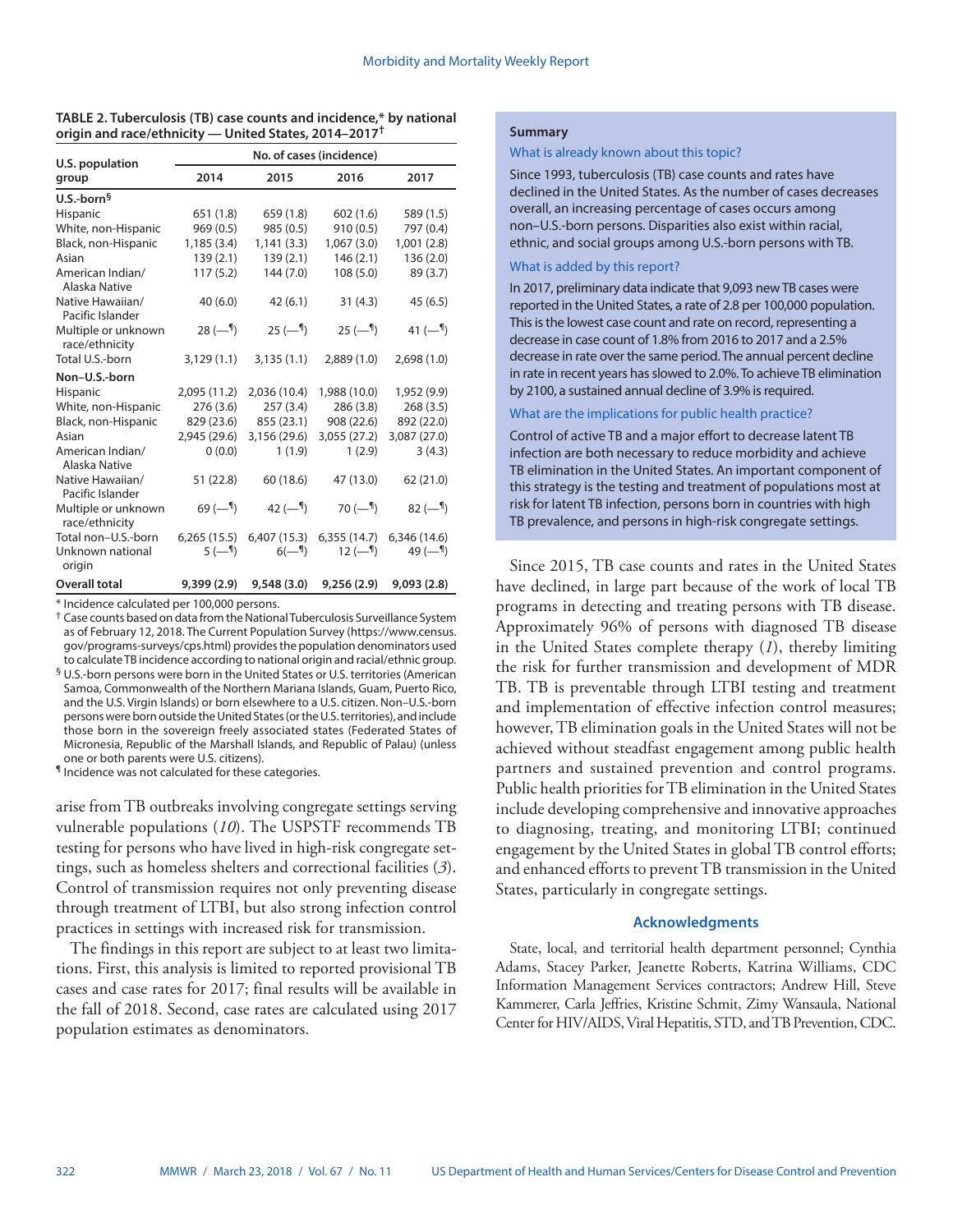**TABLE 2. Tuberculosis (TB) case counts and incidence,* by national origin and race/ethnicity — United States, 2014–2017†**

| U.S. population group | No. of cases (incidence) | | | |
|---|---|---|---|---|
| | 2014 | 2015 | 2016 | 2017 |
| **U.S.-born§** | | | | |
| Hispanic | 651 (1.8) | 659 (1.8) | 602 (1.6) | 589 (1.5) |
| White, non-Hispanic | 969 (0.5) | 985 (0.5) | 910 (0.5) | 797 (0.4) |
| Black, non-Hispanic | 1,185 (3.4) | 1,141 (3.3) | 1,067 (3.0) | 1,001 (2.8) |
| Asian | 139 (2.1) | 139 (2.1) | 146 (2.1) | 136 (2.0) |
| American Indian/ Alaska Native | 117 (5.2) | 144 (7.0) | 108 (5.0) | 89 (3.7) |
| Native Hawaiian/ Pacific Islander | 40 (6.0) | 42 (6.1) | 31 (4.3) | 45 (6.5) |
| Multiple or unknown race/ethnicity | 28 (—¶) | 25 (—¶) | 25 (—¶) | 41 (—¶) |
| Total U.S.-born | 3,129 (1.1) | 3,135 (1.1) | 2,889 (1.0) | 2,698 (1.0) |
| **Non–U.S.-born** | | | | |
| Hispanic | 2,095 (11.2) | 2,036 (10.4) | 1,988 (10.0) | 1,952 (9.9) |
| White, non-Hispanic | 276 (3.6) | 257 (3.4) | 286 (3.8) | 268 (3.5) |
| Black, non-Hispanic | 829 (23.6) | 855 (23.1) | 908 (22.6) | 892 (22.0) |
| Asian | 2,945 (29.6) | 3,156 (29.6) | 3,055 (27.2) | 3,087 (27.0) |
| American Indian/ Alaska Native | 0 (0.0) | 1 (1.9) | 1 (2.9) | 3 (4.3) |
| Native Hawaiian/ Pacific Islander | 51 (22.8) | 60 (18.6) | 47 (13.0) | 62 (21.0) |
| Multiple or unknown race/ethnicity | 69 (—¶) | 42 (—¶) | 70 (—¶) | 82 (—¶) |
| Total non–U.S.-born | 6,265 (15.5) | 6,407 (15.3) | 6,355 (14.7) | 6,346 (14.6) |
| Unknown national origin | 5 (—¶) | 6(—¶) | 12 (—¶) | 49 (—¶) |
| **Overall total** | **9,399 (2.9)** | **9,548 (3.0)** | **9,256 (2.9)** | **9,093 (2.8)** |

\* Incidence calculated per 100,000 persons.

† Case counts based on data from the National Tuberculosis Surveillance System as of February 12, 2018. The Current Population Survey (https://www.census.gov/programs-surveys/cps.html) provides the population denominators used to calculate TB incidence according to national origin and racial/ethnic group.

§ U.S.-born persons were born in the United States or U.S. territories (American Samoa, Commonwealth of the Northern Mariana Islands, Guam, Puerto Rico, and the U.S. Virgin Islands) or born elsewhere to a U.S. citizen. Non–U.S.-born persons were born outside the United States (or the U.S. territories), and include those born in the sovereign freely associated states (Federated States of Micronesia, Republic of the Marshall Islands, and Republic of Palau) (unless one or both parents were U.S. citizens).

¶ Incidence was not calculated for these categories.

arise from TB outbreaks involving congregate settings serving vulnerable populations (*10*). The USPSTF recommends TB testing for persons who have lived in high-risk congregate settings, such as homeless shelters and correctional facilities (*3*). Control of transmission requires not only preventing disease through treatment of LTBI, but also strong infection control practices in settings with increased risk for transmission.

The findings in this report are subject to at least two limitations. First, this analysis is limited to reported provisional TB cases and case rates for 2017; final results will be available in the fall of 2018. Second, case rates are calculated using 2017 population estimates as denominators.

**Summary**

What is already known about this topic?

Since 1993, tuberculosis (TB) case counts and rates have declined in the United States. As the number of cases decreases overall, an increasing percentage of cases occurs among non–U.S.-born persons. Disparities also exist within racial, ethnic, and social groups among U.S.-born persons with TB.

What is added by this report?

In 2017, preliminary data indicate that 9,093 new TB cases were reported in the United States, a rate of 2.8 per 100,000 population. This is the lowest case count and rate on record, representing a decrease in case count of 1.8% from 2016 to 2017 and a 2.5% decrease in rate over the same period. The annual percent decline in rate in recent years has slowed to 2.0%. To achieve TB elimination by 2100, a sustained annual decline of 3.9% is required.

What are the implications for public health practice?

Control of active TB and a major effort to decrease latent TB infection are both necessary to reduce morbidity and achieve TB elimination in the United States. An important component of this strategy is the testing and treatment of populations most at risk for latent TB infection, persons born in countries with high TB prevalence, and persons in high-risk congregate settings.

Since 2015, TB case counts and rates in the United States have declined, in large part because of the work of local TB programs in detecting and treating persons with TB disease. Approximately 96% of persons with diagnosed TB disease in the United States complete therapy (*1*), thereby limiting the risk for further transmission and development of MDR TB. TB is preventable through LTBI testing and treatment and implementation of effective infection control measures; however, TB elimination goals in the United States will not be achieved without steadfast engagement among public health partners and sustained prevention and control programs. Public health priorities for TB elimination in the United States include developing comprehensive and innovative approaches to diagnosing, treating, and monitoring LTBI; continued engagement by the United States in global TB control efforts; and enhanced efforts to prevent TB transmission in the United States, particularly in congregate settings.

## Acknowledgments

State, local, and territorial health department personnel; Cynthia Adams, Stacey Parker, Jeanette Roberts, Katrina Williams, CDC Information Management Services contractors; Andrew Hill, Steve Kammerer, Carla Jeffries, Kristine Schmit, Zimy Wansaula, National Center for HIV/AIDS, Viral Hepatitis, STD, and TB Prevention, CDC.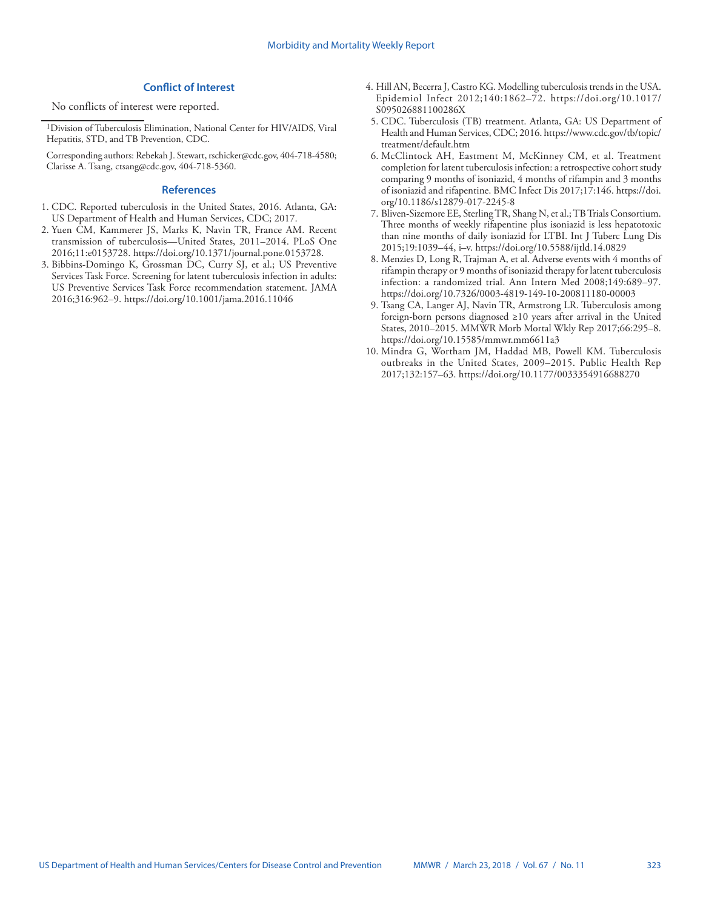## Conflict of Interest

No conflicts of interest were reported.

[1]Division of Tuberculosis Elimination, National Center for HIV/AIDS, Viral Hepatitis, STD, and TB Prevention, CDC.

Corresponding authors: Rebekah J. Stewart, rschicker@cdc.gov, 404-718-4580; Clarisse A. Tsang, ctsang@cdc.gov, 404-718-5360.

## References

1. CDC. Reported tuberculosis in the United States, 2016. Atlanta, GA: US Department of Health and Human Services, CDC; 2017.
2. Yuen CM, Kammerer JS, Marks K, Navin TR, France AM. Recent transmission of tuberculosis—United States, 2011–2014. PLoS One 2016;11:e0153728. https://doi.org/10.1371/journal.pone.0153728.
3. Bibbins-Domingo K, Grossman DC, Curry SJ, et al.; US Preventive Services Task Force. Screening for latent tuberculosis infection in adults: US Preventive Services Task Force recommendation statement. JAMA 2016;316:962–9. https://doi.org/10.1001/jama.2016.11046
4. Hill AN, Becerra J, Castro KG. Modelling tuberculosis trends in the USA. Epidemiol Infect 2012;140:1862–72. https://doi.org/10.1017/S095026881100286X
5. CDC. Tuberculosis (TB) treatment. Atlanta, GA: US Department of Health and Human Services, CDC; 2016. https://www.cdc.gov/tb/topic/treatment/default.htm
6. McClintock AH, Eastment M, McKinney CM, et al. Treatment completion for latent tuberculosis infection: a retrospective cohort study comparing 9 months of isoniazid, 4 months of rifampin and 3 months of isoniazid and rifapentine. BMC Infect Dis 2017;17:146. https://doi.org/10.1186/s12879-017-2245-8
7. Bliven-Sizemore EE, Sterling TR, Shang N, et al.; TB Trials Consortium. Three months of weekly rifapentine plus isoniazid is less hepatotoxic than nine months of daily isoniazid for LTBI. Int J Tuberc Lung Dis 2015;19:1039–44, i–v. https://doi.org/10.5588/ijtld.14.0829
8. Menzies D, Long R, Trajman A, et al. Adverse events with 4 months of rifampin therapy or 9 months of isoniazid therapy for latent tuberculosis infection: a randomized trial. Ann Intern Med 2008;149:689–97. https://doi.org/10.7326/0003-4819-149-10-200811180-00003
9. Tsang CA, Langer AJ, Navin TR, Armstrong LR. Tuberculosis among foreign-born persons diagnosed ≥10 years after arrival in the United States, 2010–2015. MMWR Morb Mortal Wkly Rep 2017;66:295–8. https://doi.org/10.15585/mmwr.mm6611a3
10. Mindra G, Wortham JM, Haddad MB, Powell KM. Tuberculosis outbreaks in the United States, 2009–2015. Public Health Rep 2017;132:157–63. https://doi.org/10.1177/0033354916688270